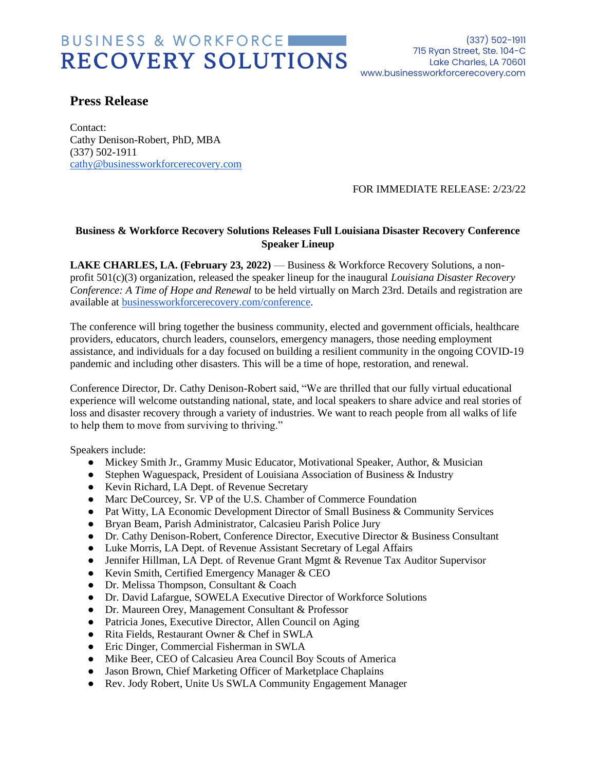BUSINESS & WORKFORCE
RECOVERY SOLUTIONS

(337) 502-1911
715 Ryan Street, Ste. 104-C
Lake Charles, LA 70601
www.businessworkforcerecovery.com

# Press Release

Contact:
Cathy Denison-Robert, PhD, MBA
(337) 502-1911
cathy@businessworkforcerecovery.com

FOR IMMEDIATE RELEASE: 2/23/22

**Business & Workforce Recovery Solutions Releases Full Louisiana Disaster Recovery Conference Speaker Lineup**

**LAKE CHARLES, LA. (February 23, 2022)** — Business & Workforce Recovery Solutions, a non-profit 501(c)(3) organization, released the speaker lineup for the inaugural *Louisiana Disaster Recovery Conference: A Time of Hope and Renewal* to be held virtually on March 23rd. Details and registration are available at businessworkforcerecovery.com/conference.

The conference will bring together the business community, elected and government officials, healthcare providers, educators, church leaders, counselors, emergency managers, those needing employment assistance, and individuals for a day focused on building a resilient community in the ongoing COVID-19 pandemic and including other disasters. This will be a time of hope, restoration, and renewal.

Conference Director, Dr. Cathy Denison-Robert said, "We are thrilled that our fully virtual educational experience will welcome outstanding national, state, and local speakers to share advice and real stories of loss and disaster recovery through a variety of industries. We want to reach people from all walks of life to help them to move from surviving to thriving."

Speakers include:

- Mickey Smith Jr., Grammy Music Educator, Motivational Speaker, Author, & Musician
- Stephen Waguespack, President of Louisiana Association of Business & Industry
- Kevin Richard, LA Dept. of Revenue Secretary
- Marc DeCourcey, Sr. VP of the U.S. Chamber of Commerce Foundation
- Pat Witty, LA Economic Development Director of Small Business & Community Services
- Bryan Beam, Parish Administrator, Calcasieu Parish Police Jury
- Dr. Cathy Denison-Robert, Conference Director, Executive Director & Business Consultant
- Luke Morris, LA Dept. of Revenue Assistant Secretary of Legal Affairs
- Jennifer Hillman, LA Dept. of Revenue Grant Mgmt & Revenue Tax Auditor Supervisor
- Kevin Smith, Certified Emergency Manager & CEO
- Dr. Melissa Thompson, Consultant & Coach
- Dr. David Lafargue, SOWELA Executive Director of Workforce Solutions
- Dr. Maureen Orey, Management Consultant & Professor
- Patricia Jones, Executive Director, Allen Council on Aging
- Rita Fields, Restaurant Owner & Chef in SWLA
- Eric Dinger, Commercial Fisherman in SWLA
- Mike Beer, CEO of Calcasieu Area Council Boy Scouts of America
- Jason Brown, Chief Marketing Officer of Marketplace Chaplains
- Rev. Jody Robert, Unite Us SWLA Community Engagement Manager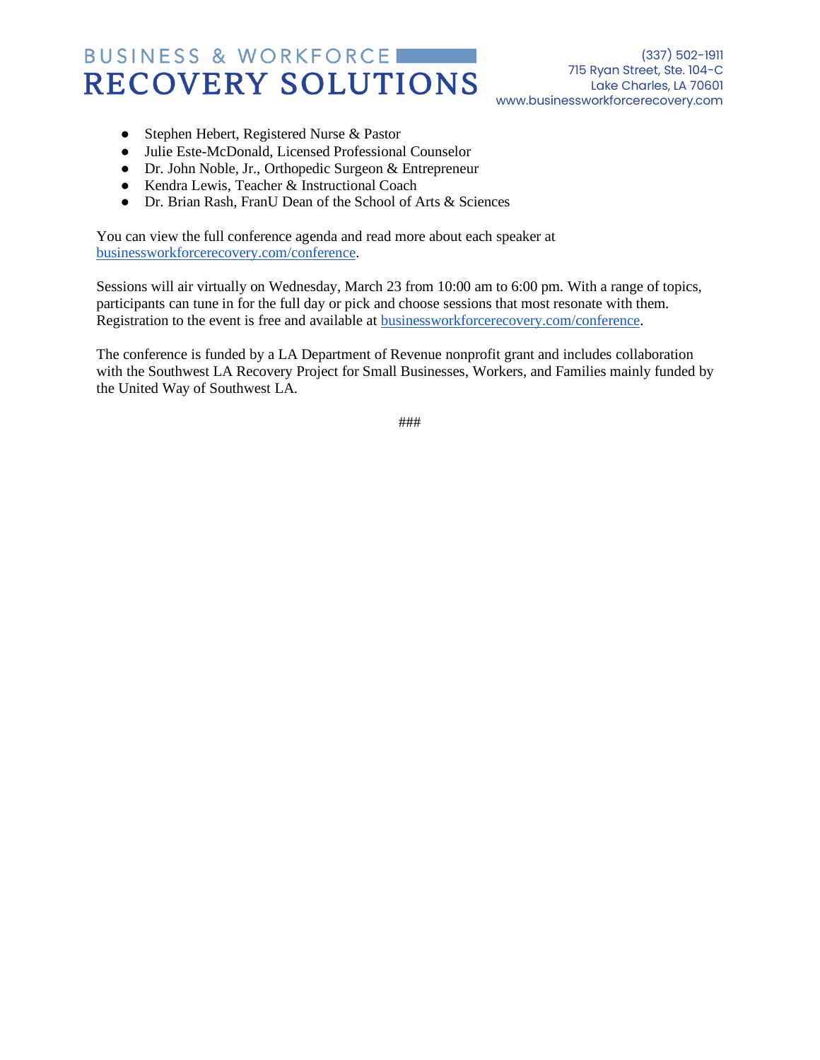- Stephen Hebert, Registered Nurse & Pastor
- Julie Este-McDonald, Licensed Professional Counselor
- Dr. John Noble, Jr., Orthopedic Surgeon & Entrepreneur
- Kendra Lewis, Teacher & Instructional Coach
- Dr. Brian Rash, FranU Dean of the School of Arts & Sciences

You can view the full conference agenda and read more about each speaker at businessworkforcerecovery.com/conference.

Sessions will air virtually on Wednesday, March 23 from 10:00 am to 6:00 pm. With a range of topics, participants can tune in for the full day or pick and choose sessions that most resonate with them. Registration to the event is free and available at businessworkforcerecovery.com/conference.

The conference is funded by a LA Department of Revenue nonprofit grant and includes collaboration with the Southwest LA Recovery Project for Small Businesses, Workers, and Families mainly funded by the United Way of Southwest LA.

###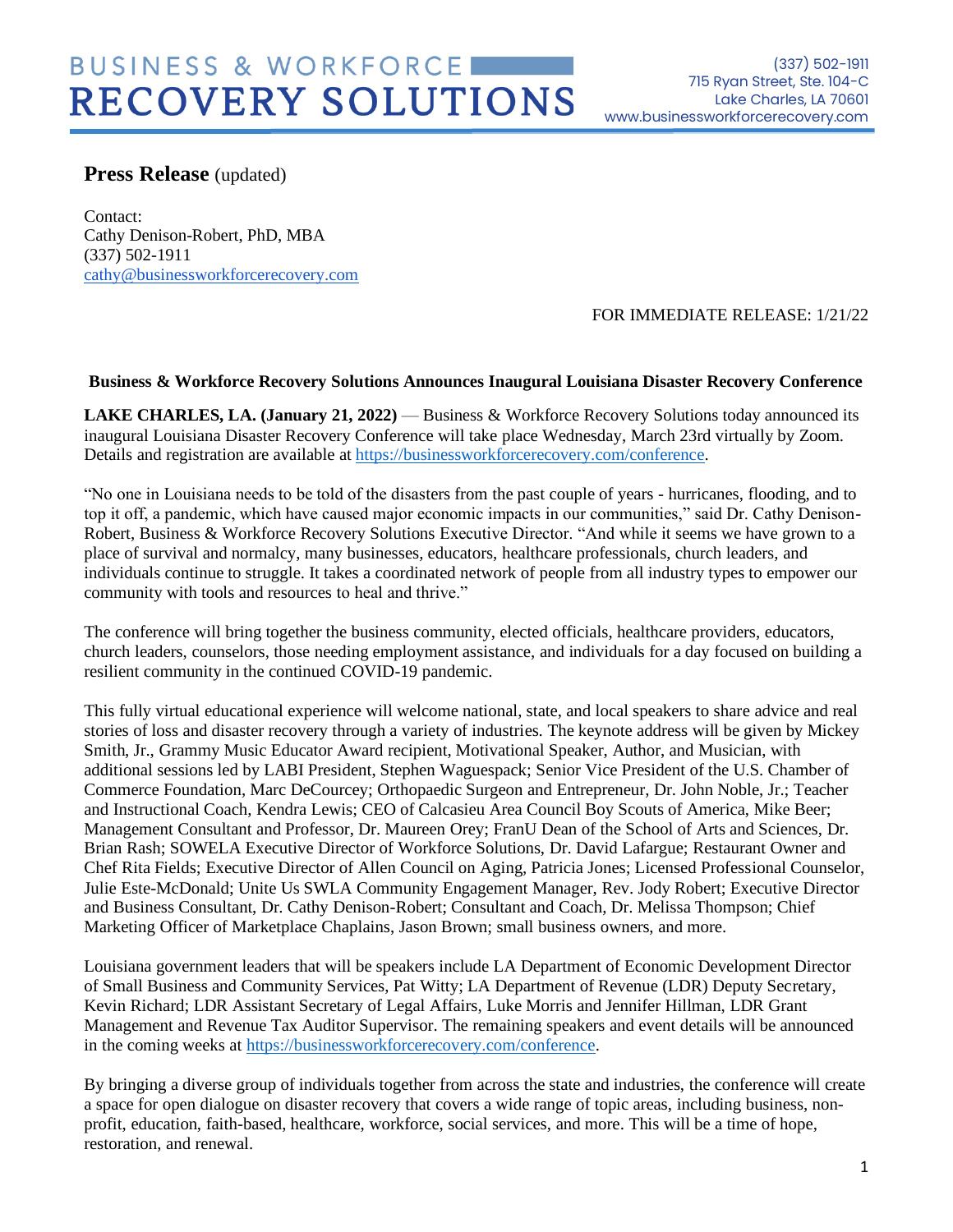# BUSINESS & WORKFORCE RECOVERY SOLUTIONS

(337) 502-1911
715 Ryan Street, Ste. 104-C
Lake Charles, LA 70601
www.businessworkforcerecovery.com

**Press Release** (updated)

Contact:
Cathy Denison-Robert, PhD, MBA
(337) 502-1911
cathy@businessworkforcerecovery.com

FOR IMMEDIATE RELEASE: 1/21/22

**Business & Workforce Recovery Solutions Announces Inaugural Louisiana Disaster Recovery Conference**

**LAKE CHARLES, LA. (January 21, 2022)** — Business & Workforce Recovery Solutions today announced its inaugural Louisiana Disaster Recovery Conference will take place Wednesday, March 23rd virtually by Zoom. Details and registration are available at https://businessworkforcerecovery.com/conference.

"No one in Louisiana needs to be told of the disasters from the past couple of years - hurricanes, flooding, and to top it off, a pandemic, which have caused major economic impacts in our communities," said Dr. Cathy Denison-Robert, Business & Workforce Recovery Solutions Executive Director. "And while it seems we have grown to a place of survival and normalcy, many businesses, educators, healthcare professionals, church leaders, and individuals continue to struggle. It takes a coordinated network of people from all industry types to empower our community with tools and resources to heal and thrive."

The conference will bring together the business community, elected officials, healthcare providers, educators, church leaders, counselors, those needing employment assistance, and individuals for a day focused on building a resilient community in the continued COVID-19 pandemic.

This fully virtual educational experience will welcome national, state, and local speakers to share advice and real stories of loss and disaster recovery through a variety of industries. The keynote address will be given by Mickey Smith, Jr., Grammy Music Educator Award recipient, Motivational Speaker, Author, and Musician, with additional sessions led by LABI President, Stephen Waguespack; Senior Vice President of the U.S. Chamber of Commerce Foundation, Marc DeCourcey; Orthopaedic Surgeon and Entrepreneur, Dr. John Noble, Jr.; Teacher and Instructional Coach, Kendra Lewis; CEO of Calcasieu Area Council Boy Scouts of America, Mike Beer; Management Consultant and Professor, Dr. Maureen Orey; FranU Dean of the School of Arts and Sciences, Dr. Brian Rash; SOWELA Executive Director of Workforce Solutions, Dr. David Lafargue; Restaurant Owner and Chef Rita Fields; Executive Director of Allen Council on Aging, Patricia Jones; Licensed Professional Counselor, Julie Este-McDonald; Unite Us SWLA Community Engagement Manager, Rev. Jody Robert; Executive Director and Business Consultant, Dr. Cathy Denison-Robert; Consultant and Coach, Dr. Melissa Thompson; Chief Marketing Officer of Marketplace Chaplains, Jason Brown; small business owners, and more.

Louisiana government leaders that will be speakers include LA Department of Economic Development Director of Small Business and Community Services, Pat Witty; LA Department of Revenue (LDR) Deputy Secretary, Kevin Richard; LDR Assistant Secretary of Legal Affairs, Luke Morris and Jennifer Hillman, LDR Grant Management and Revenue Tax Auditor Supervisor. The remaining speakers and event details will be announced in the coming weeks at https://businessworkforcerecovery.com/conference.

By bringing a diverse group of individuals together from across the state and industries, the conference will create a space for open dialogue on disaster recovery that covers a wide range of topic areas, including business, non-profit, education, faith-based, healthcare, workforce, social services, and more. This will be a time of hope, restoration, and renewal.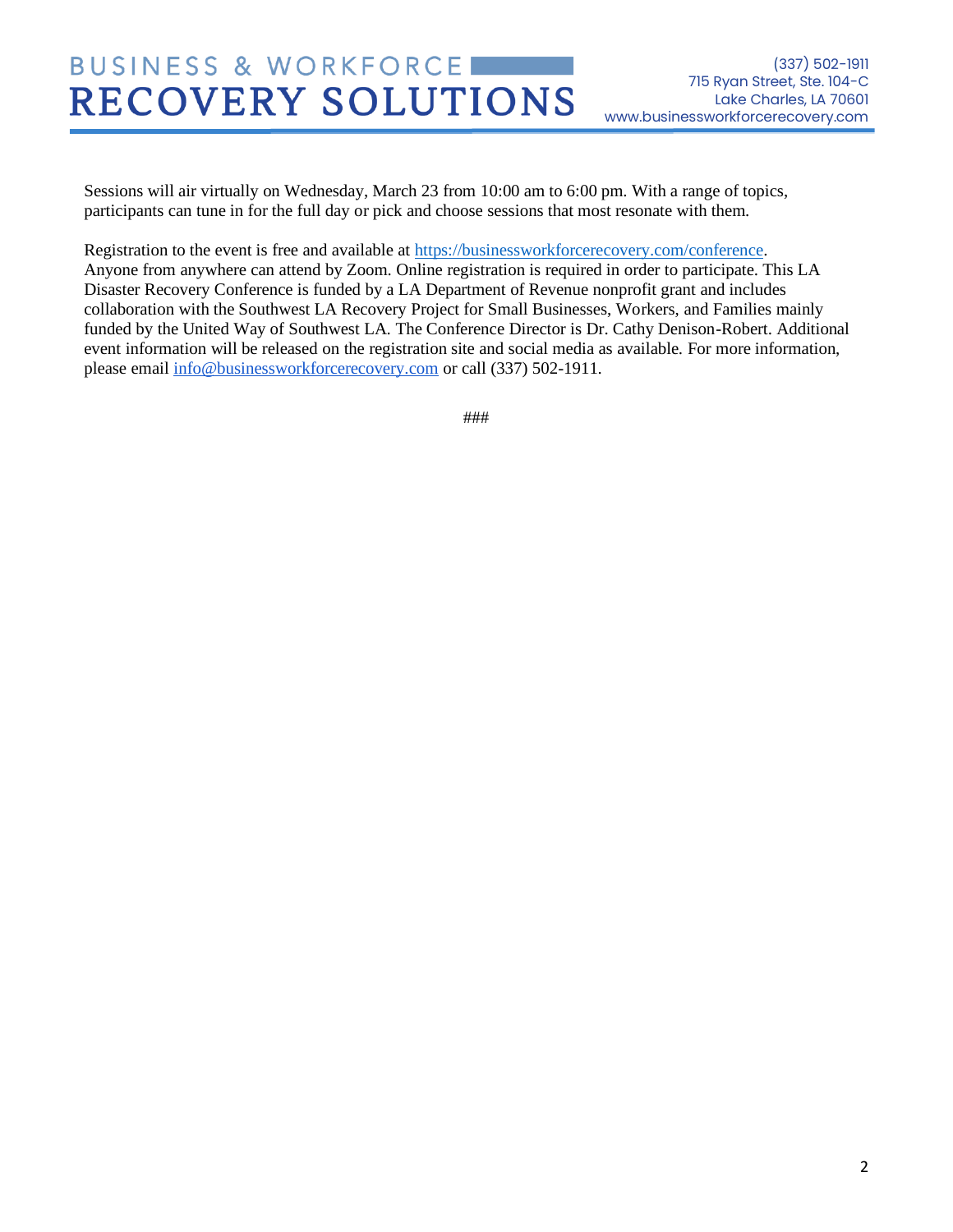Sessions will air virtually on Wednesday, March 23 from 10:00 am to 6:00 pm. With a range of topics, participants can tune in for the full day or pick and choose sessions that most resonate with them.

Registration to the event is free and available at https://businessworkforcerecovery.com/conference. Anyone from anywhere can attend by Zoom. Online registration is required in order to participate. This LA Disaster Recovery Conference is funded by a LA Department of Revenue nonprofit grant and includes collaboration with the Southwest LA Recovery Project for Small Businesses, Workers, and Families mainly funded by the United Way of Southwest LA. The Conference Director is Dr. Cathy Denison-Robert. Additional event information will be released on the registration site and social media as available. For more information, please email info@businessworkforcerecovery.com or call (337) 502-1911.

###